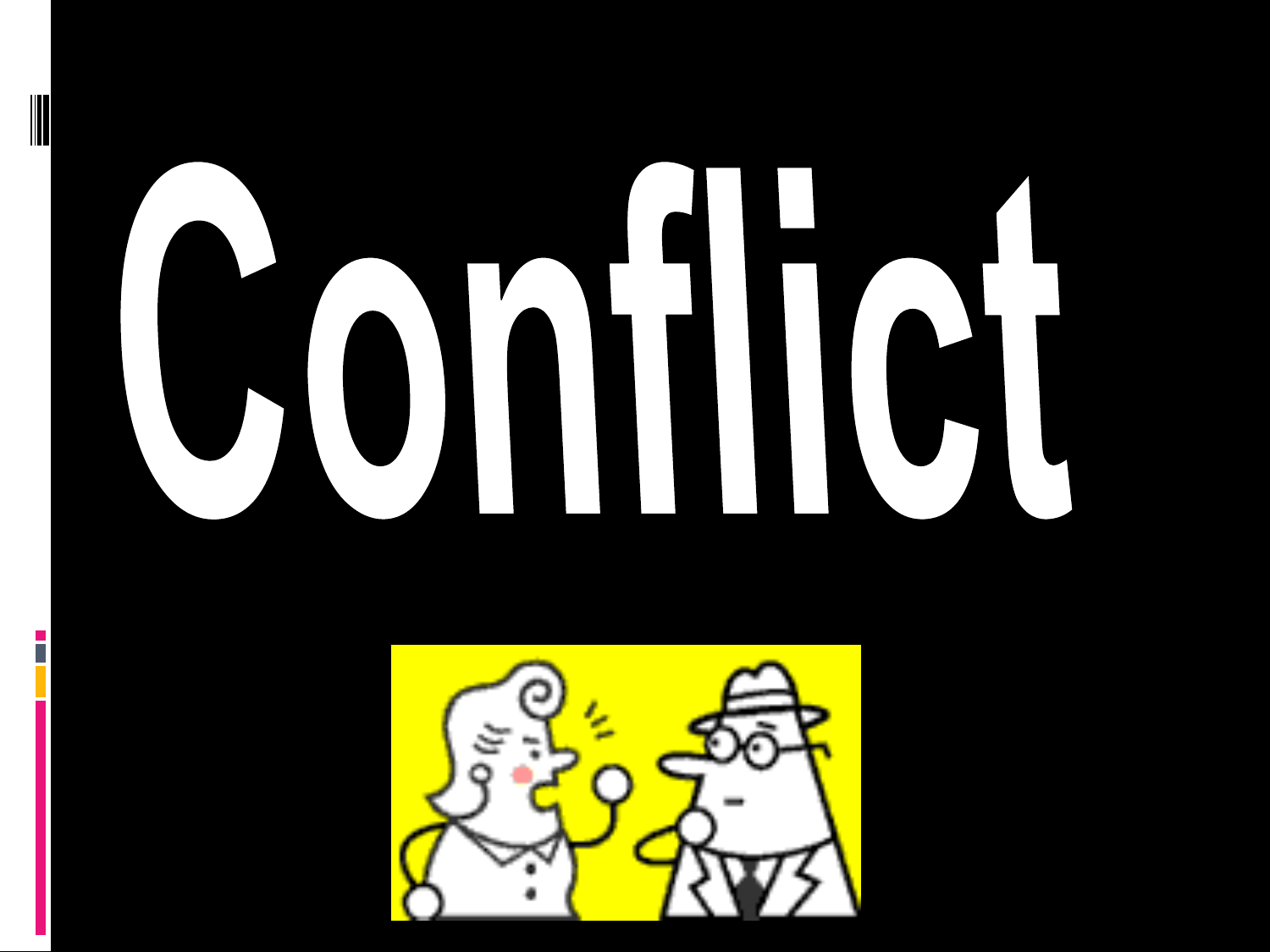# Conflict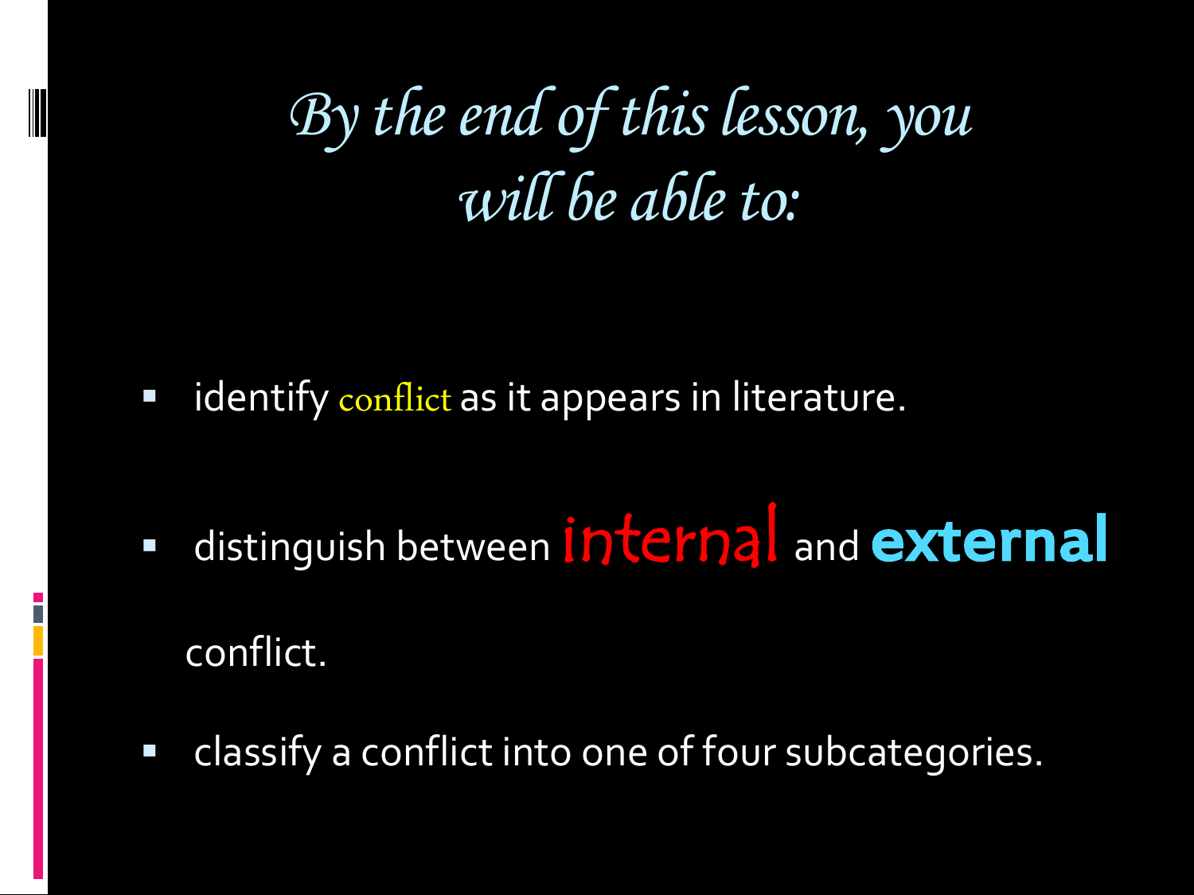# *By the end of this lesson, you will be able to:*

- identify conflict as it appears in literature.
- distinguish between internal and **external** conflict.
- classify a conflict into one of four subcategories.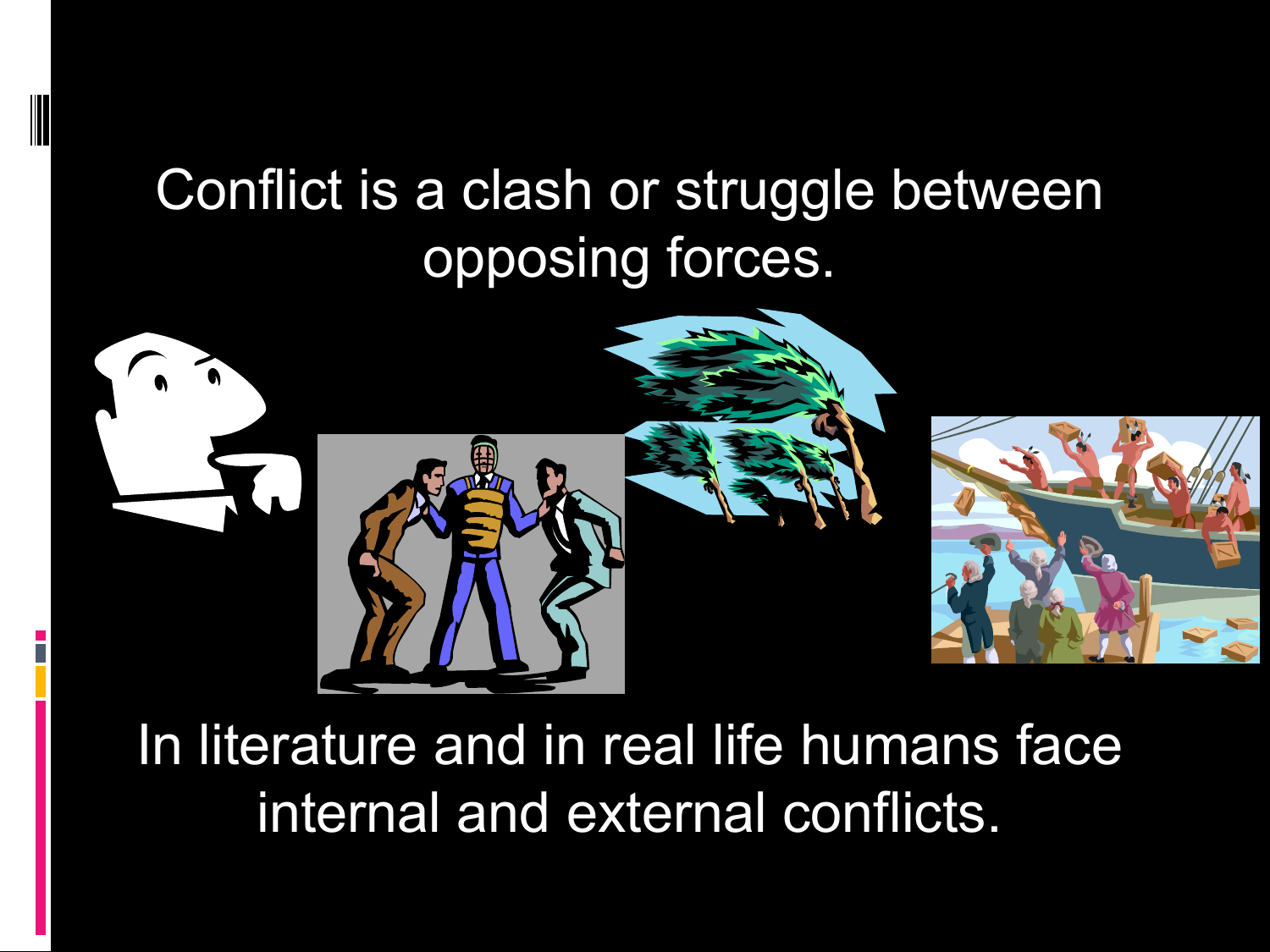Conflict is a clash or struggle between opposing forces.

In literature and in real life humans face internal and external conflicts.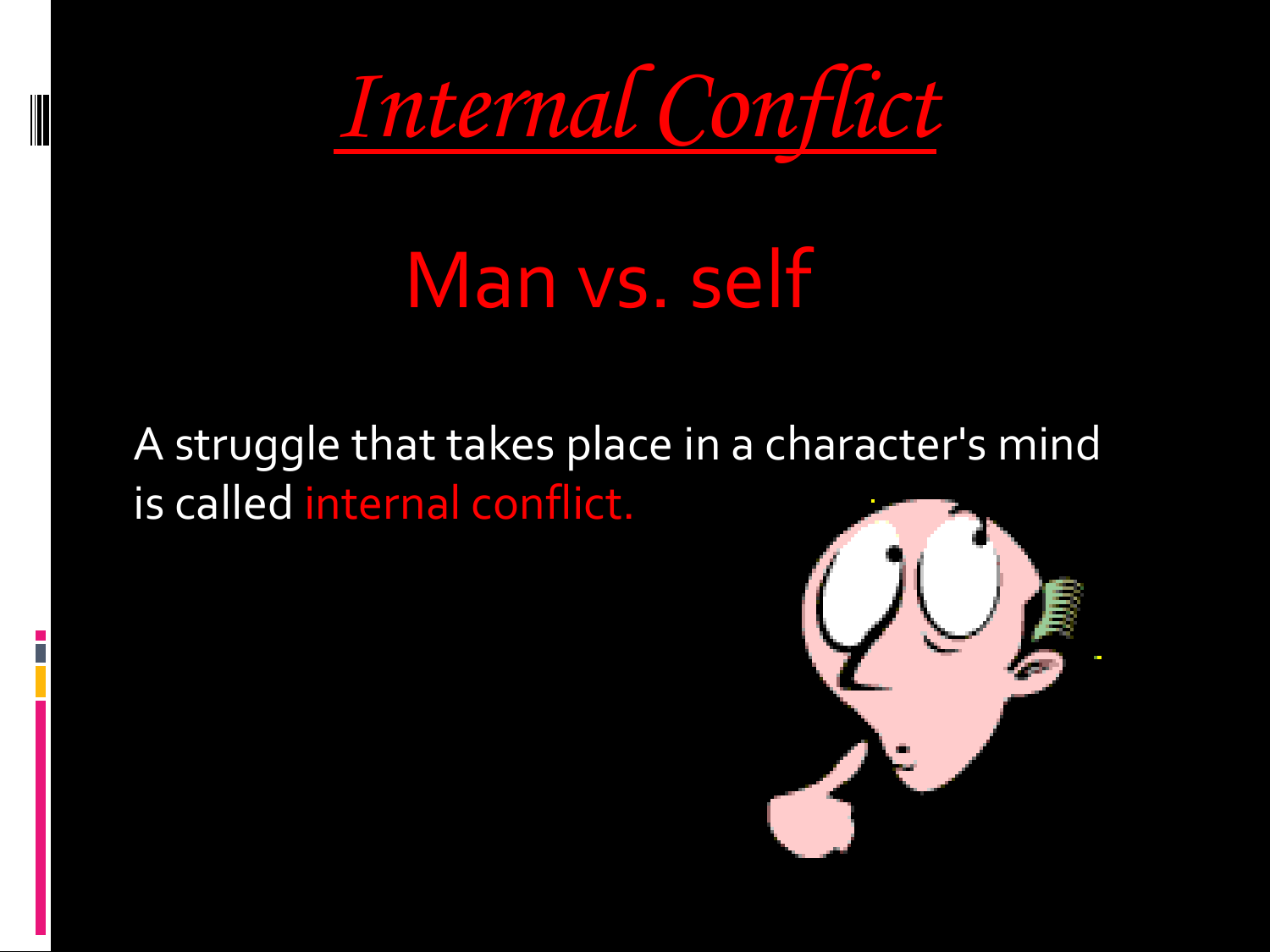# *Internal Conflict*

## Man vs. self

A struggle that takes place in a character's mind is called internal conflict.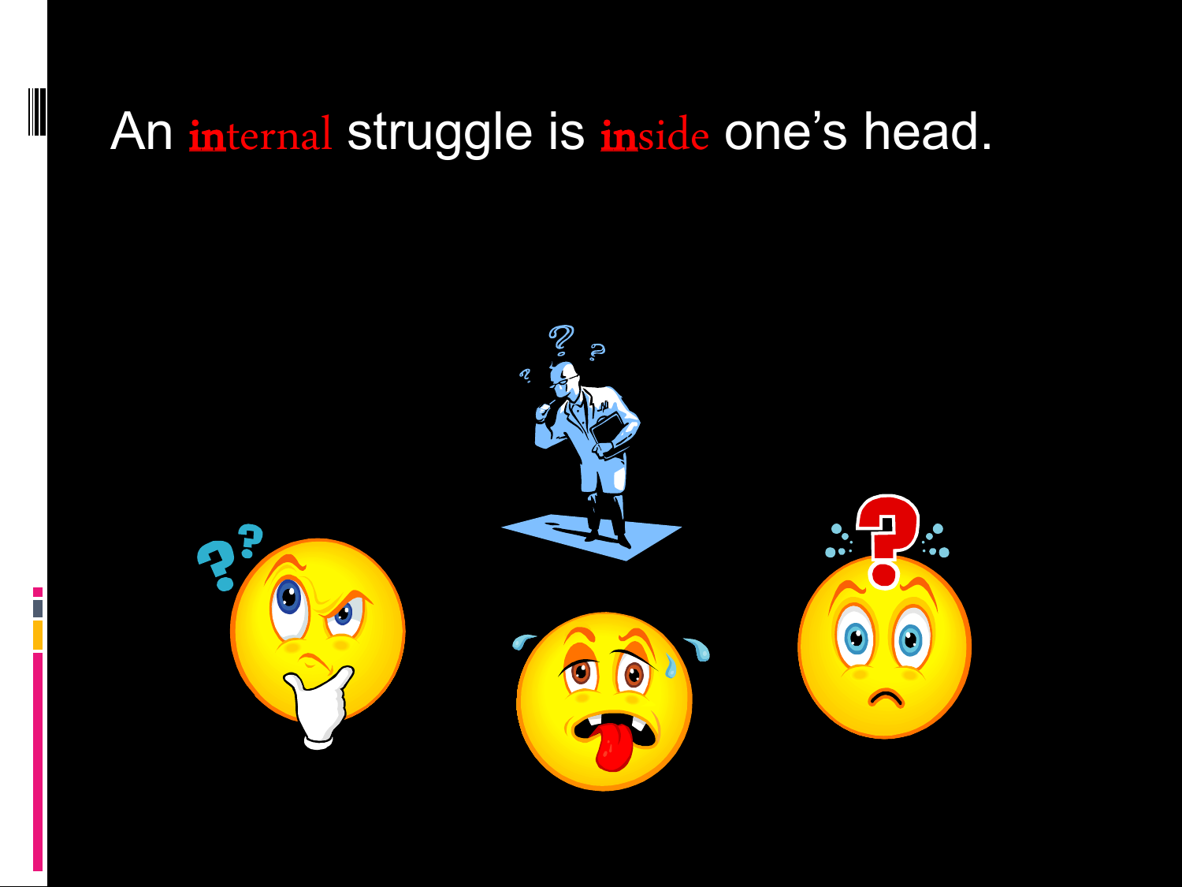# An **in**ternal struggle is **in**side one's head.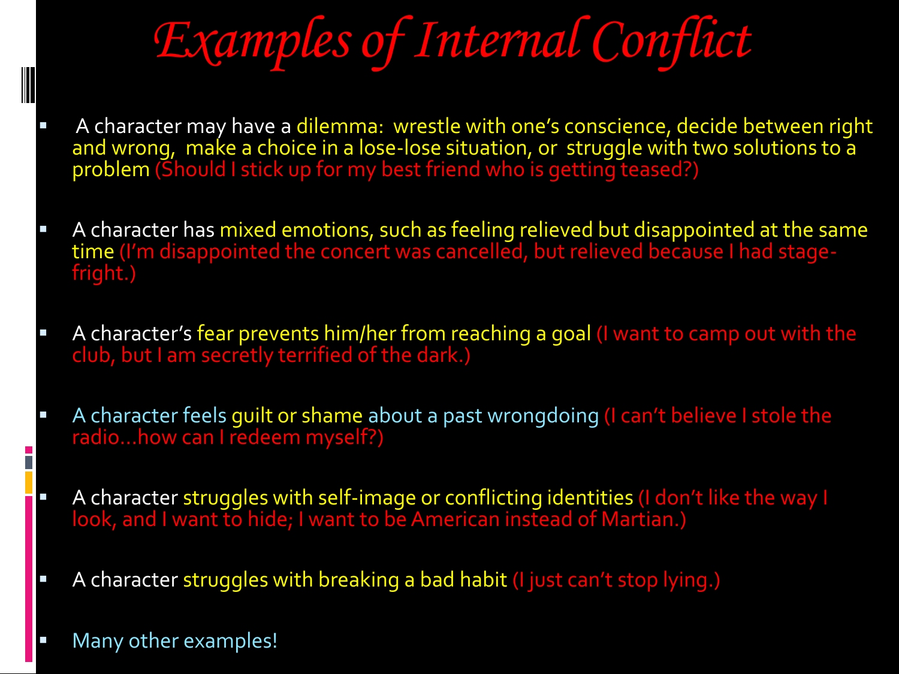# *Examples of Internal Conflict*

- A character may have a dilemma: wrestle with one's conscience, decide between right and wrong, make a choice in a lose-lose situation, or struggle with two solutions to a problem (Should I stick up for my best friend who is getting teased?)
- A character has mixed emotions, such as feeling relieved but disappointed at the same time (I'm disappointed the concert was cancelled, but relieved because I had stage-fright.)
- A character's fear prevents him/her from reaching a goal (I want to camp out with the club, but I am secretly terrified of the dark.)
- A character feels guilt or shame about a past wrongdoing (I can't believe I stole the radio…how can I redeem myself?)
- A character struggles with self-image or conflicting identities (I don't like the way I look, and I want to hide; I want to be American instead of Martian.)
- A character struggles with breaking a bad habit (I just can't stop lying.)
- Many other examples!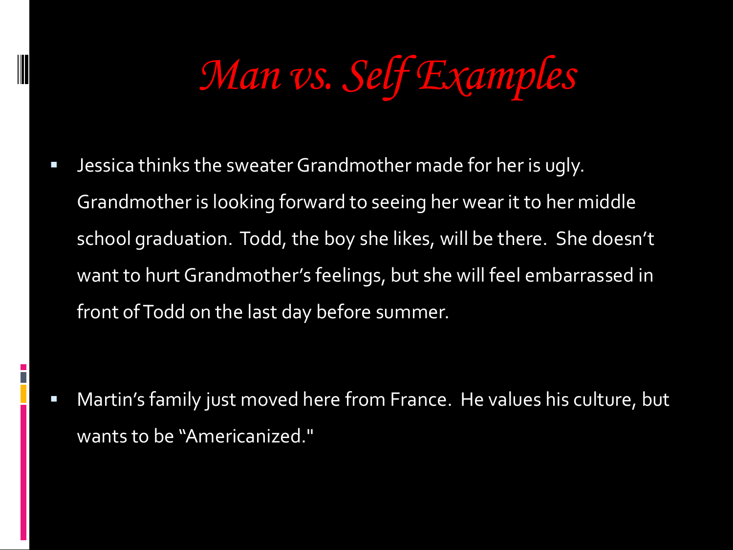# *Man vs. Self Examples*

- Jessica thinks the sweater Grandmother made for her is ugly. Grandmother is looking forward to seeing her wear it to her middle school graduation. Todd, the boy she likes, will be there. She doesn't want to hurt Grandmother's feelings, but she will feel embarrassed in front of Todd on the last day before summer.

- Martin's family just moved here from France. He values his culture, but wants to be "Americanized."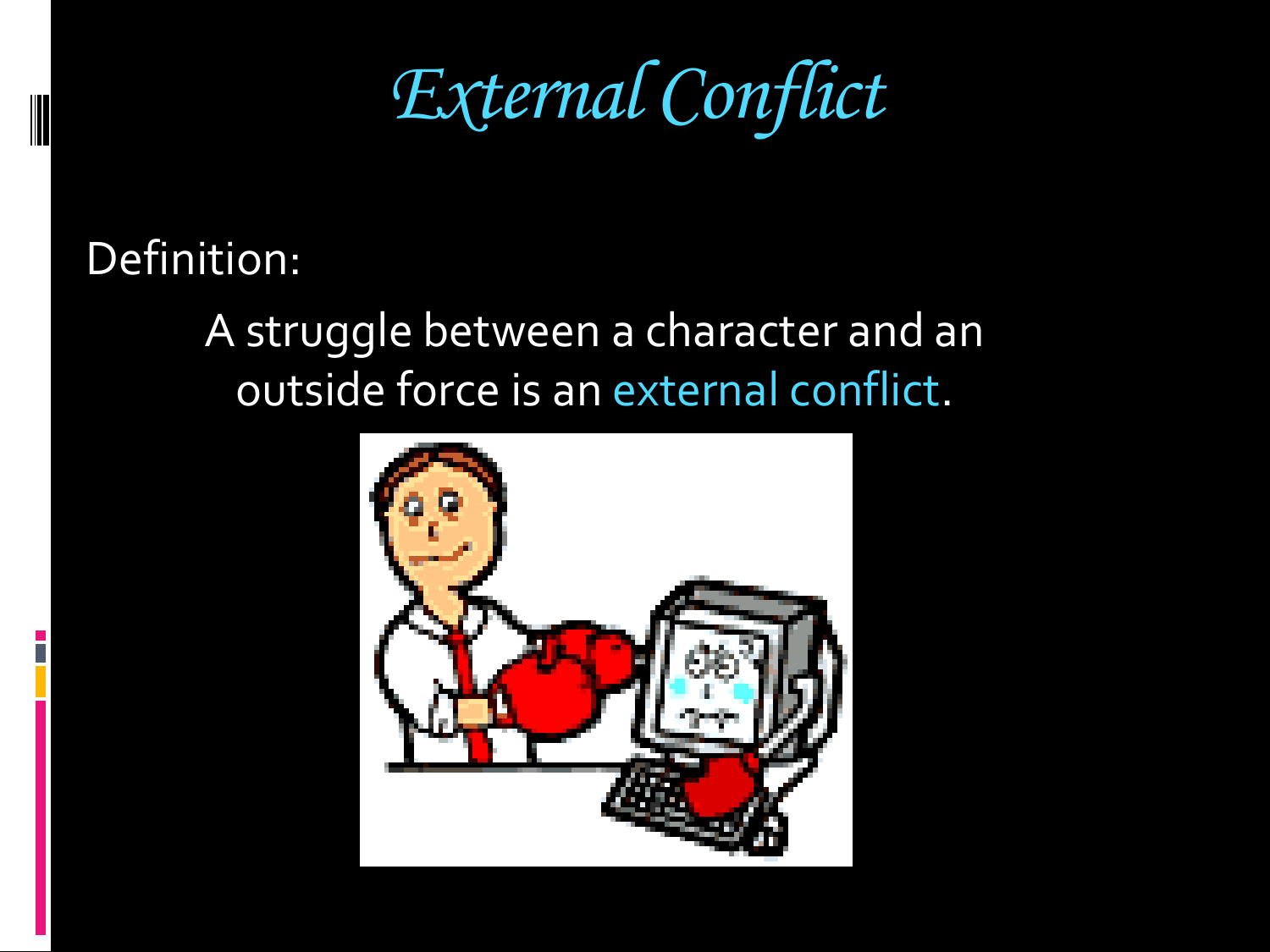# External Conflict

Definition:

A struggle between a character and an outside force is an external conflict.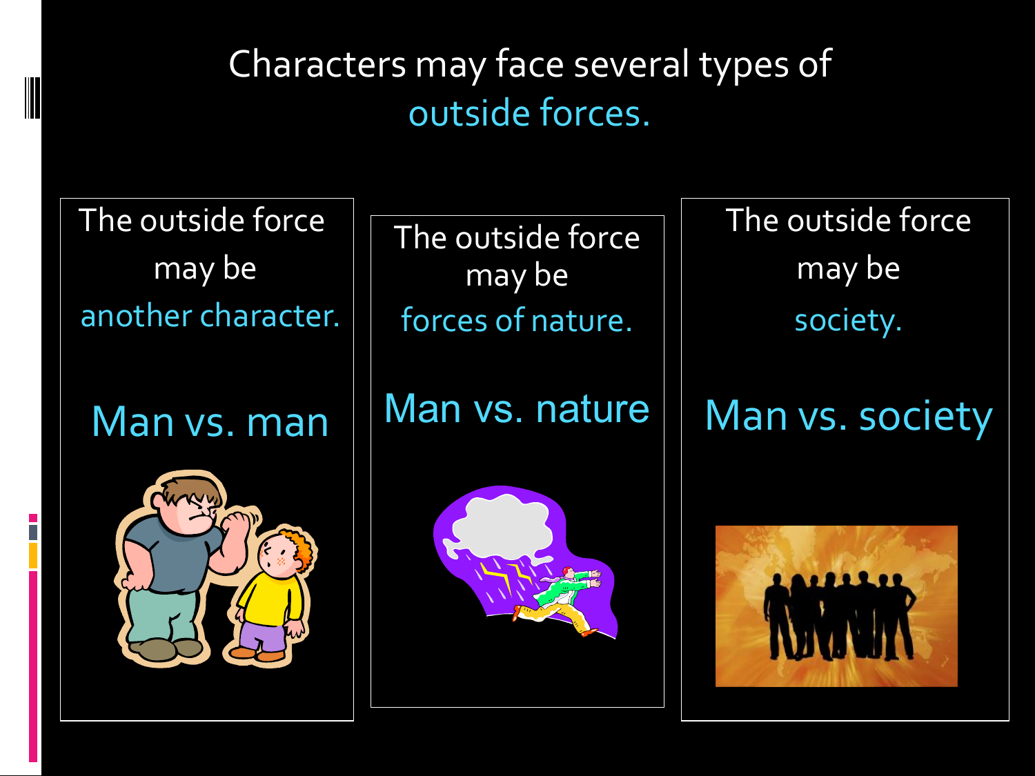# Characters may face several types of outside forces.

The outside force may be another character.

**Man vs. man**

The outside force may be forces of nature.

**Man vs. nature**

The outside force may be society.

**Man vs. society**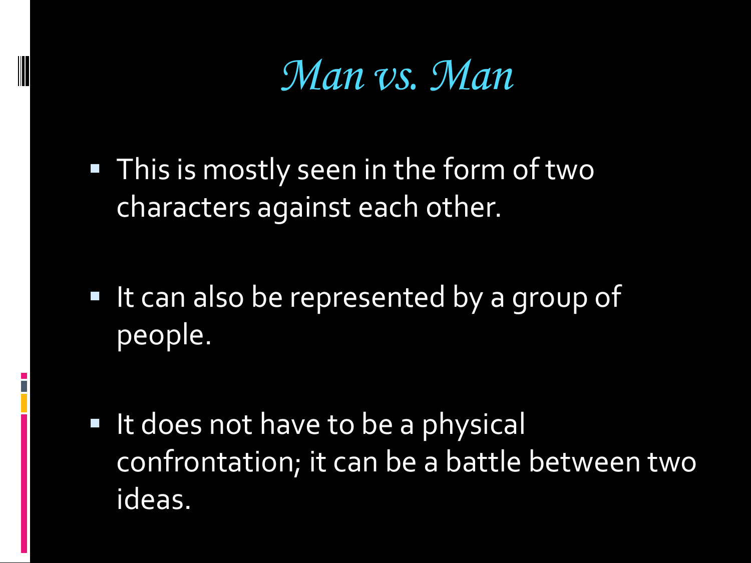# *Man vs. Man*

- This is mostly seen in the form of two characters against each other.
- It can also be represented by a group of people.
- It does not have to be a physical confrontation; it can be a battle between two ideas.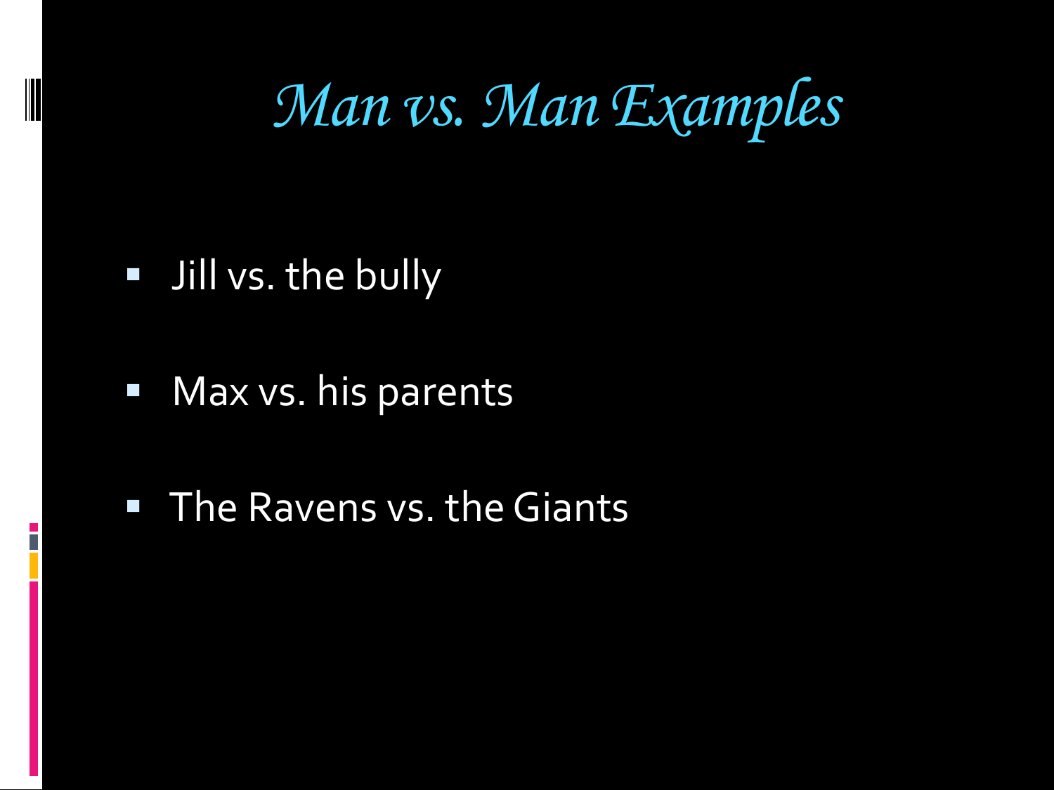# *Man vs. Man Examples*

- Jill vs. the bully
- Max vs. his parents
- The Ravens vs. the Giants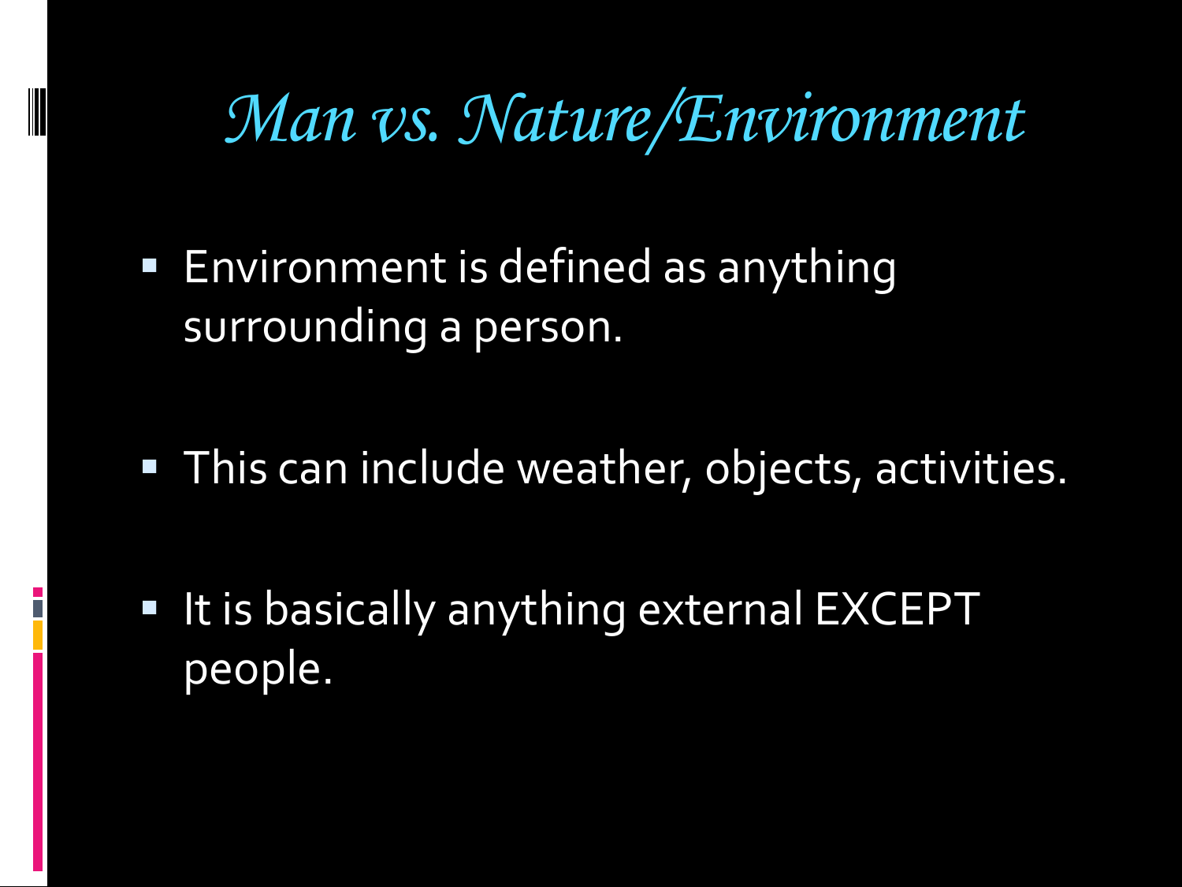# *Man vs. Nature/Environment*

- Environment is defined as anything surrounding a person.
- This can include weather, objects, activities.
- It is basically anything external EXCEPT people.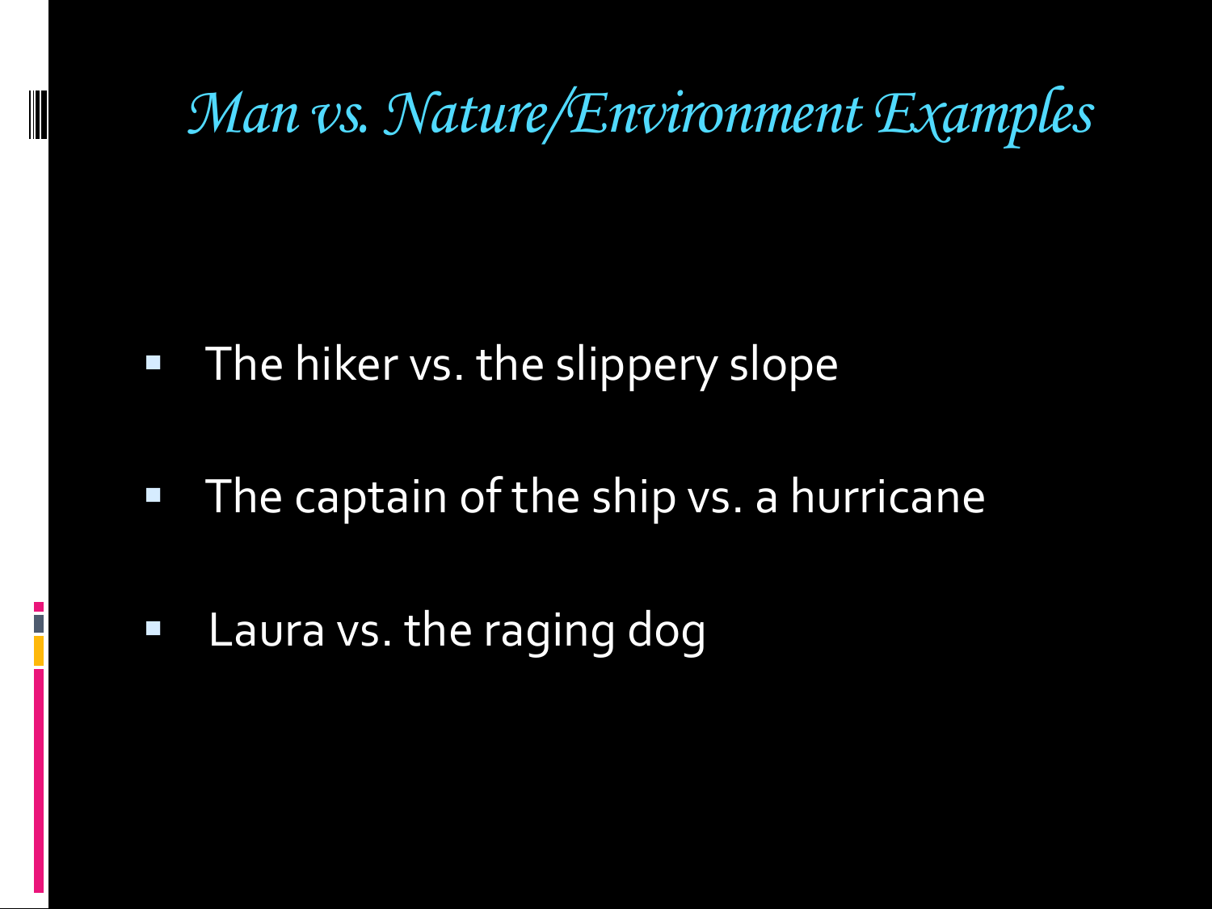# *Man vs. Nature/Environment Examples*

- The hiker vs. the slippery slope
- The captain of the ship vs. a hurricane
- Laura vs. the raging dog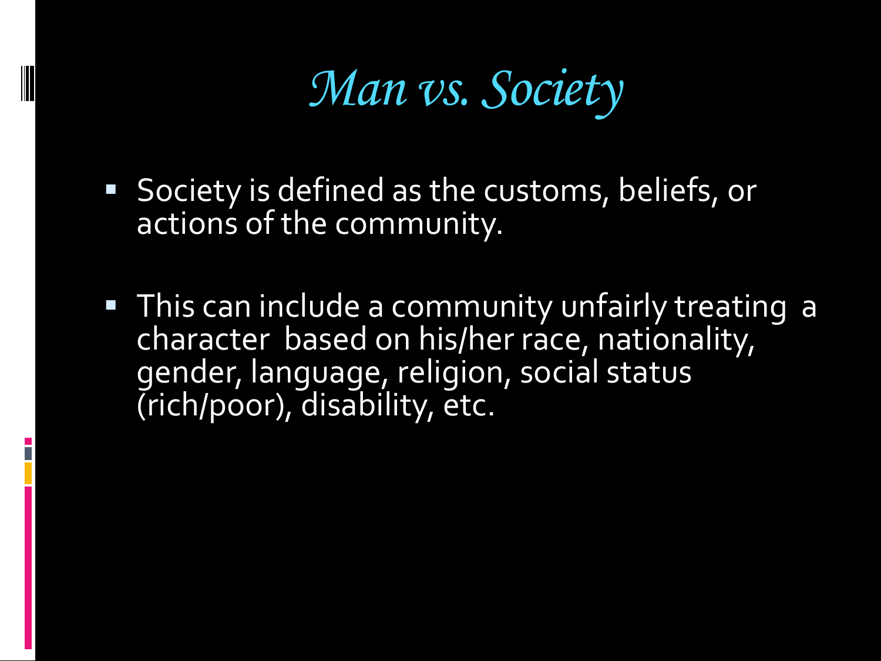# *Man vs. Society*

- Society is defined as the customs, beliefs, or actions of the community.

- This can include a community unfairly treating a character based on his/her race, nationality, gender, language, religion, social status (rich/poor), disability, etc.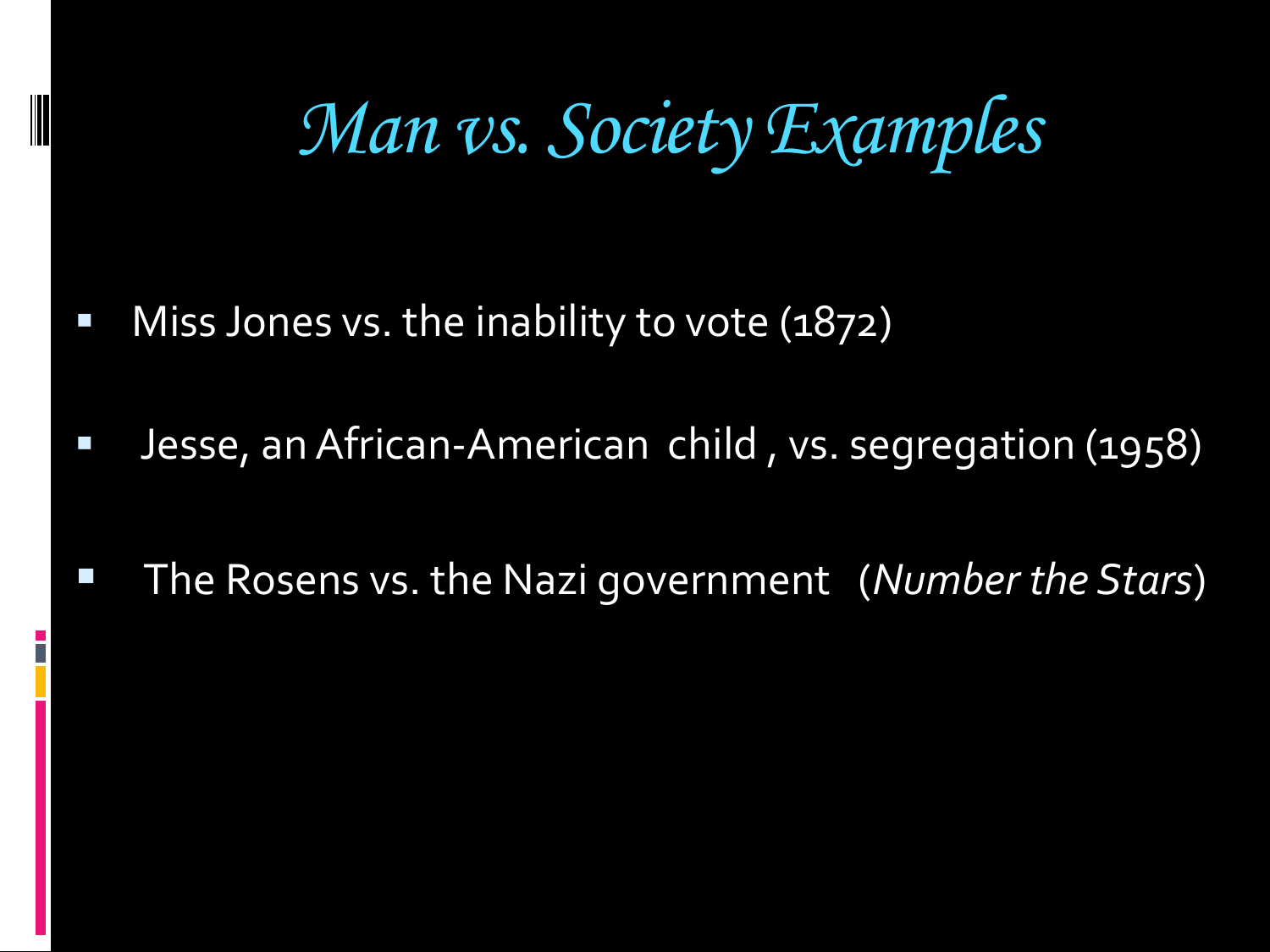# *Man vs. Society Examples*

- Miss Jones vs. the inability to vote (1872)
- Jesse, an African-American child , vs. segregation (1958)
- The Rosens vs. the Nazi government (*Number the Stars*)